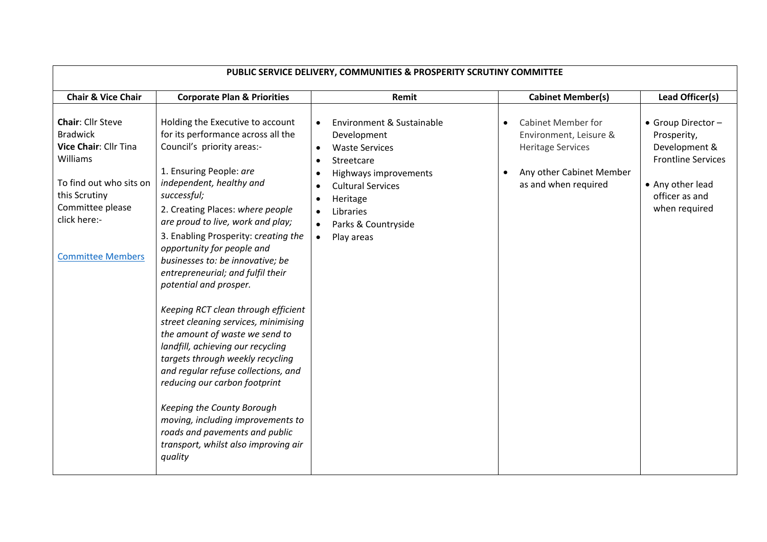| PUBLIC SERVICE DELIVERY, COMMUNITIES & PROSPERITY SCRUTINY COMMITTEE | | | | |
|---|---|---|---|---|
| **Chair & Vice Chair** | **Corporate Plan & Priorities** | **Remit** | **Cabinet Member(s)** | **Lead Officer(s)** |
| **Chair**: Cllr Steve Bradwick<br>**Vice Chair**: Cllr Tina Williams<br><br>To find out who sits on this Scrutiny Committee please click here:-<br><br>[Committee Members]() | Holding the Executive to account for its performance across all the Council's priority areas:-<br><br>1. Ensuring People: *are independent, healthy and successful;*<br>2. Creating Places: *where people are proud to live, work and play;*<br>3. Enabling Prosperity: c*reating the opportunity for people and businesses to: be innovative; be entrepreneurial; and fulfil their potential and prosper.*<br><br>*Keeping RCT clean through efficient street cleaning services, minimising the amount of waste we send to landfill, achieving our recycling targets through weekly recycling and regular refuse collections, and reducing our carbon footprint*<br><br>*Keeping the County Borough moving, including improvements to roads and pavements and public transport, whilst also improving air quality* | • Environment & Sustainable Development<br>• Waste Services<br>• Streetcare<br>• Highways improvements<br>• Cultural Services<br>• Heritage<br>• Libraries<br>• Parks & Countryside<br>• Play areas | • Cabinet Member for Environment, Leisure & Heritage Services<br><br>• Any other Cabinet Member as and when required | • Group Director – Prosperity, Development & Frontline Services<br><br>• Any other lead officer as and when required |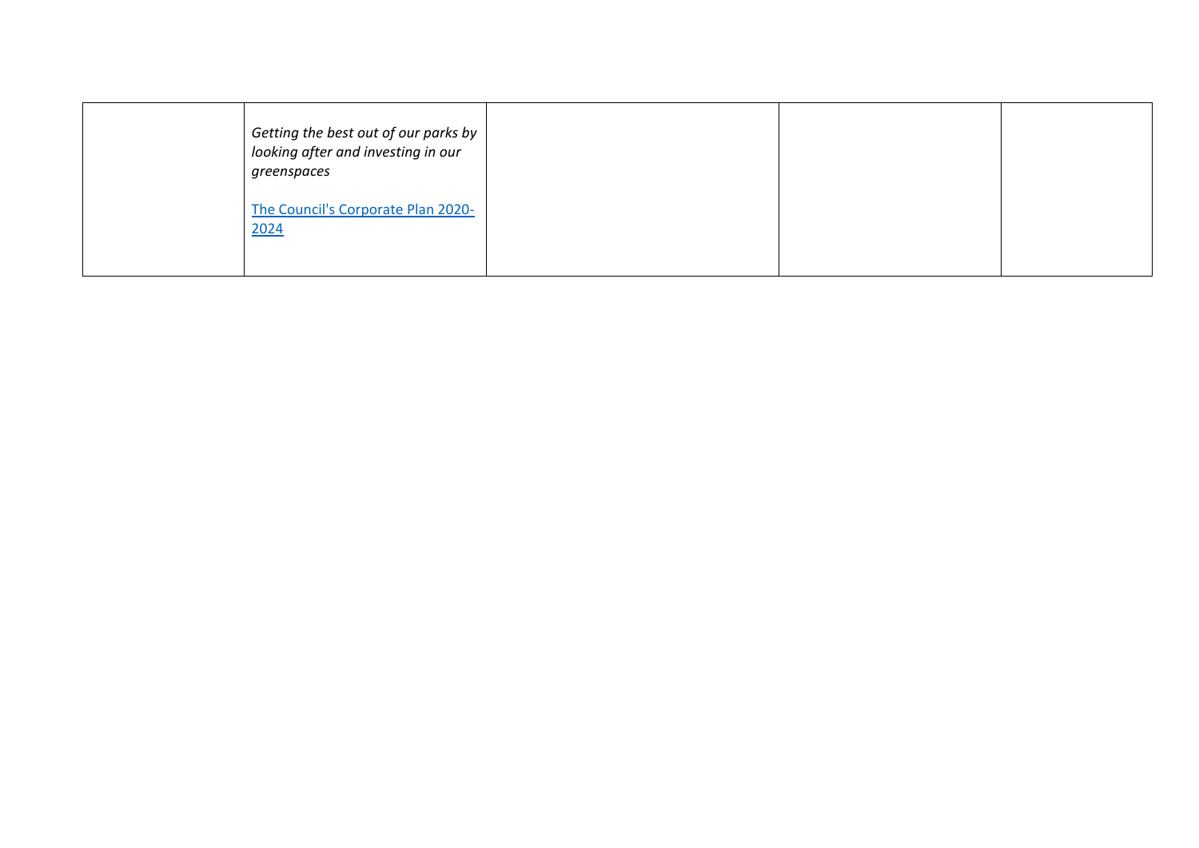| | | | | |
|---|---|---|---|---|
| | *Getting the best out of our parks by looking after and investing in our greenspaces*<br><br>[The Council's Corporate Plan 2020-2024] | | | |